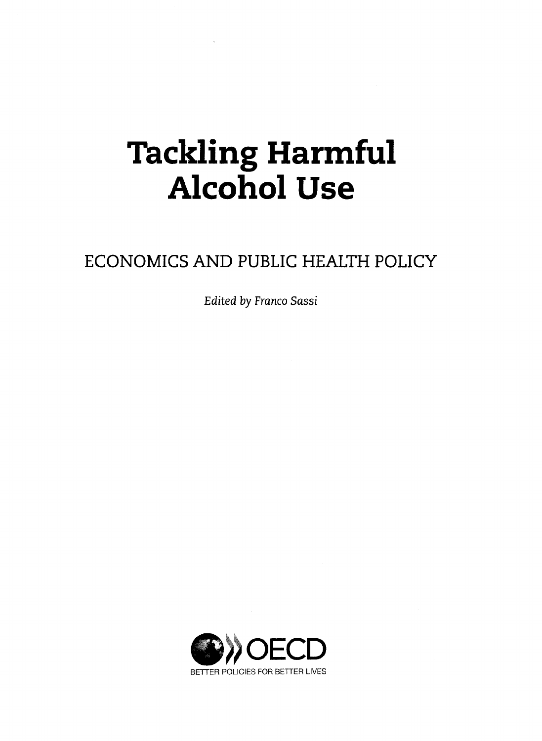# Tackling Harmful Alcohol Use

## ECONOMICS AND PUBLIC HEALTH POLICY

*Edited by Franco Sassi*

OECD

BETTER POLICIES FOR BETTER LIVES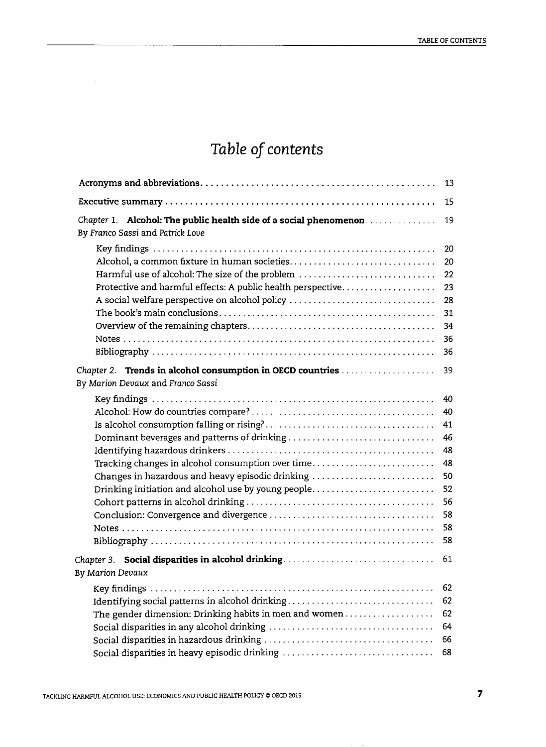# Table of contents

| | |
|---|---|
| **Acronyms and abbreviations** | 13 |
| **Executive summary** | 15 |
| *Chapter 1.* **Alcohol: The public health side of a social phenomenon** | 19 |
| By *Franco Sassi* and *Patrick Love* | |
| Key findings | 20 |
| Alcohol, a common fixture in human societies | 20 |
| Harmful use of alcohol: The size of the problem | 22 |
| Protective and harmful effects: A public health perspective | 23 |
| A social welfare perspective on alcohol policy | 28 |
| The book's main conclusions | 31 |
| Overview of the remaining chapters | 34 |
| Notes | 36 |
| Bibliography | 36 |
| *Chapter 2.* **Trends in alcohol consumption in OECD countries** | 39 |
| By *Marion Devaux* and *Franco Sassi* | |
| Key findings | 40 |
| Alcohol: How do countries compare? | 40 |
| Is alcohol consumption falling or rising? | 41 |
| Dominant beverages and patterns of drinking | 46 |
| Identifying hazardous drinkers | 48 |
| Tracking changes in alcohol consumption over time | 48 |
| Changes in hazardous and heavy episodic drinking | 50 |
| Drinking initiation and alcohol use by young people | 52 |
| Cohort patterns in alcohol drinking | 56 |
| Conclusion: Convergence and divergence | 58 |
| Notes | 58 |
| Bibliography | 58 |
| *Chapter 3.* **Social disparities in alcohol drinking** | 61 |
| By *Marion Devaux* | |
| Key findings | 62 |
| Identifying social patterns in alcohol drinking | 62 |
| The gender dimension: Drinking habits in men and women | 62 |
| Social disparities in any alcohol drinking | 64 |
| Social disparities in hazardous drinking | 66 |
| Social disparities in heavy episodic drinking | 68 |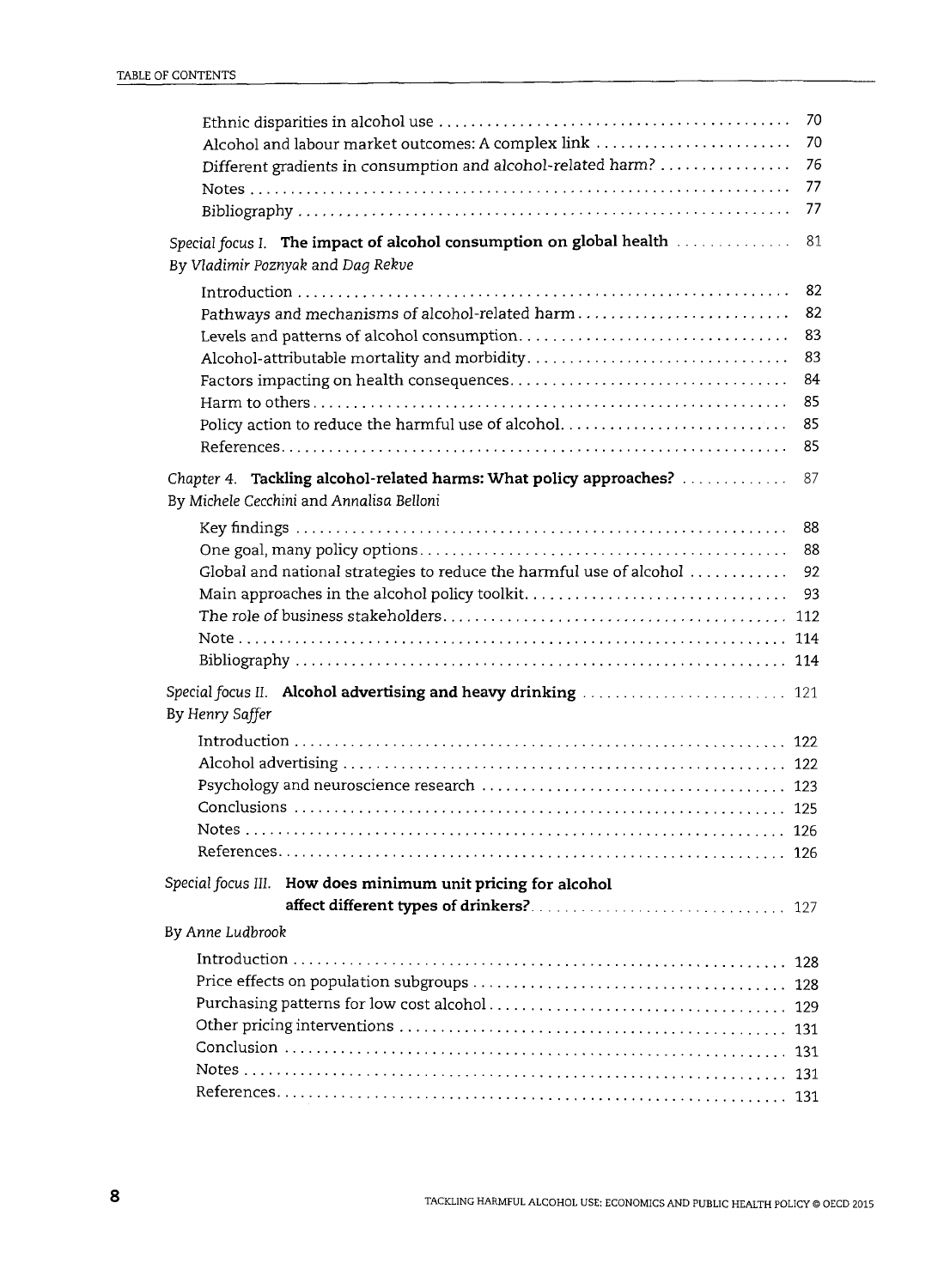Ethnic disparities in alcohol use ........................................... 70
Alcohol and labour market outcomes: A complex link ......................... 70
Different gradients in consumption and alcohol-related harm? ................ 76
Notes ........................................................................ 77
Bibliography ................................................................. 77

*Special focus I.* **The impact of alcohol consumption on global health** .............. 81
*By Vladimir Poznyak and Dag Rekve*

Introduction ................................................................. 82
Pathways and mechanisms of alcohol-related harm ............................. 82
Levels and patterns of alcohol consumption .................................. 83
Alcohol-attributable mortality and morbidity ................................. 83
Factors impacting on health consequences .................................... 84
Harm to others ............................................................... 85
Policy action to reduce the harmful use of alcohol ........................... 85
References ................................................................... 85

*Chapter 4.* **Tackling alcohol-related harms: What policy approaches?** ............. 87
*By Michele Cecchini and Annalisa Belloni*

Key findings ................................................................. 88
One goal, many policy options ................................................ 88
Global and national strategies to reduce the harmful use of alcohol .......... 92
Main approaches in the alcohol policy toolkit ................................ 93
The role of business stakeholders ............................................ 112
Note ......................................................................... 114
Bibliography ................................................................. 114

*Special focus II.* **Alcohol advertising and heavy drinking** .......................... 121
*By Henry Saffer*

Introduction ................................................................. 122
Alcohol advertising .......................................................... 122
Psychology and neuroscience research ......................................... 123
Conclusions .................................................................. 125
Notes ........................................................................ 126
References ................................................................... 126

*Special focus III.* **How does minimum unit pricing for alcohol affect different types of drinkers?** ............................... 127
*By Anne Ludbrook*

Introduction ................................................................. 128
Price effects on population subgroups ........................................ 128
Purchasing patterns for low cost alcohol ..................................... 129
Other pricing interventions ................................................... 131
Conclusion ................................................................... 131
Notes ........................................................................ 131
References ................................................................... 131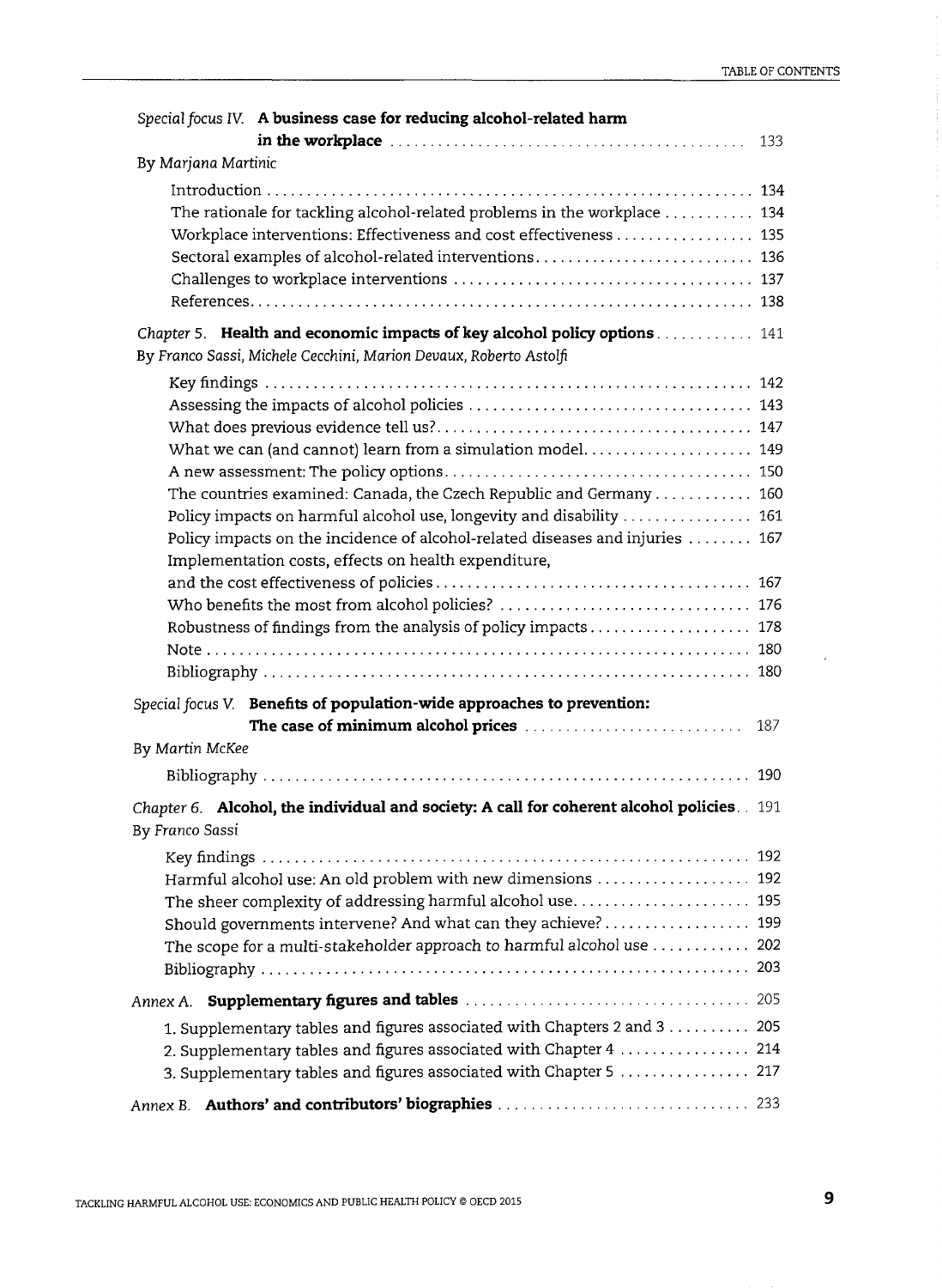*Special focus IV.* **A business case for reducing alcohol-related harm in the workplace** ..... 133

By *Marjana Martinic*

- Introduction ..... 134
- The rationale for tackling alcohol-related problems in the workplace ..... 134
- Workplace interventions: Effectiveness and cost effectiveness ..... 135
- Sectoral examples of alcohol-related interventions ..... 136
- Challenges to workplace interventions ..... 137
- References ..... 138

*Chapter 5.* **Health and economic impacts of key alcohol policy options** ..... 141

By *Franco Sassi, Michele Cecchini, Marion Devaux, Roberto Astolfi*

- Key findings ..... 142
- Assessing the impacts of alcohol policies ..... 143
- What does previous evidence tell us? ..... 147
- What we can (and cannot) learn from a simulation model ..... 149
- A new assessment: The policy options ..... 150
- The countries examined: Canada, the Czech Republic and Germany ..... 160
- Policy impacts on harmful alcohol use, longevity and disability ..... 161
- Policy impacts on the incidence of alcohol-related diseases and injuries ..... 167
- Implementation costs, effects on health expenditure, and the cost effectiveness of policies ..... 167
- Who benefits the most from alcohol policies? ..... 176
- Robustness of findings from the analysis of policy impacts ..... 178
- Note ..... 180
- Bibliography ..... 180

*Special focus V.* **Benefits of population-wide approaches to prevention: The case of minimum alcohol prices** ..... 187

By *Martin McKee*

- Bibliography ..... 190

*Chapter 6.* **Alcohol, the individual and society: A call for coherent alcohol policies** ..... 191

By *Franco Sassi*

- Key findings ..... 192
- Harmful alcohol use: An old problem with new dimensions ..... 192
- The sheer complexity of addressing harmful alcohol use ..... 195
- Should governments intervene? And what can they achieve? ..... 199
- The scope for a multi-stakeholder approach to harmful alcohol use ..... 202
- Bibliography ..... 203

*Annex A.* **Supplementary figures and tables** ..... 205

1. Supplementary tables and figures associated with Chapters 2 and 3 ..... 205
2. Supplementary tables and figures associated with Chapter 4 ..... 214
3. Supplementary tables and figures associated with Chapter 5 ..... 217

*Annex B.* **Authors' and contributors' biographies** ..... 233